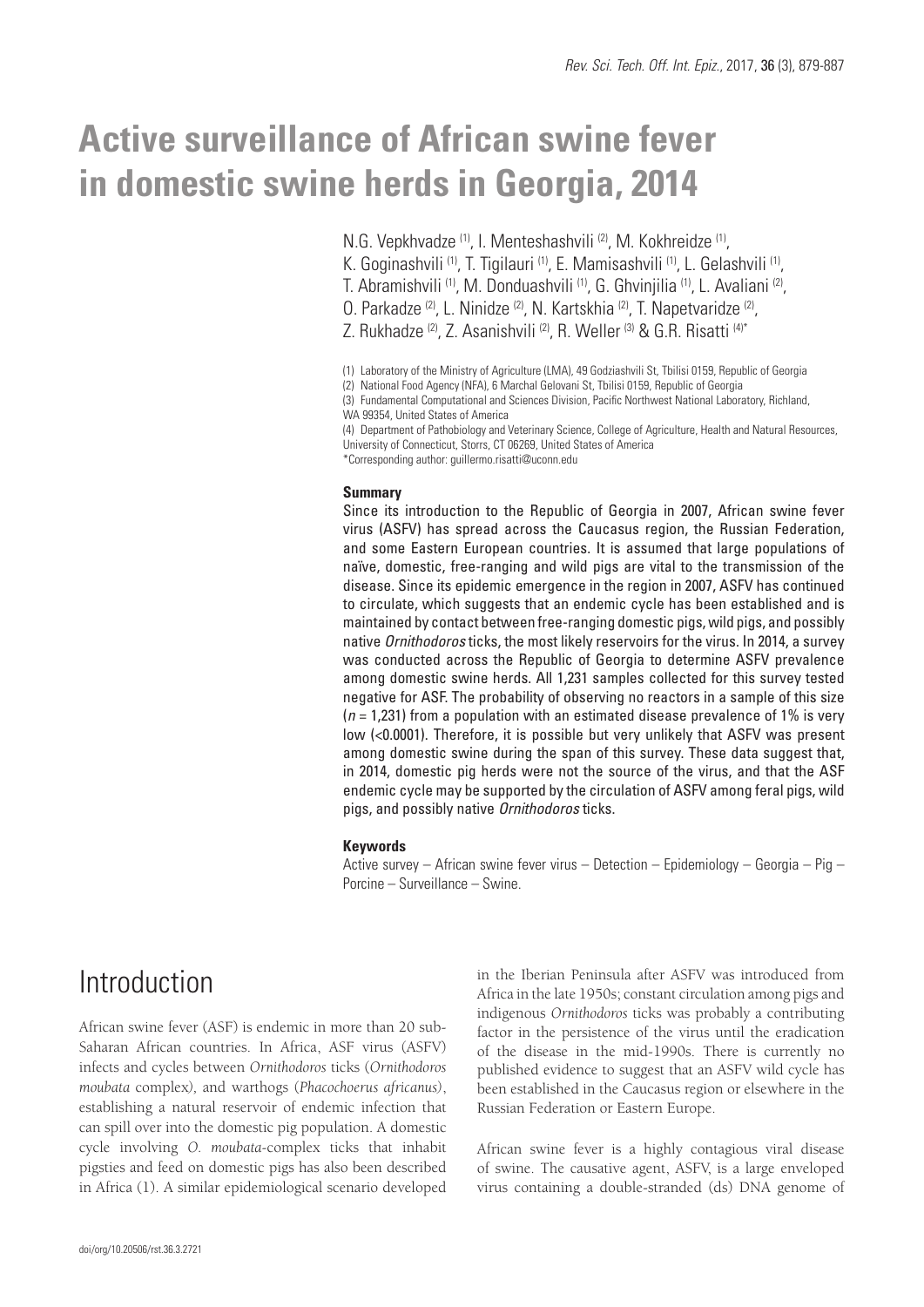# Active surveillance of African swine fever in domestic swine herds in Georgia, 2014

N.G. Vepkhvadze [(1)], I. Menteshashvili [(2)], M. Kokhreidze [(1)], K. Goginashvili [(1)], T. Tigilauri [(1)], E. Mamisashvili [(1)], L. Gelashvili [(1)], T. Abramishvili [(1)], M. Donduashvili [(1)], G. Ghvinjilia [(1)], L. Avaliani [(2)], O. Parkadze [(2)], L. Ninidze [(2)], N. Kartskhia [(2)], T. Napetvaridze [(2)], Z. Rukhadze [(2)], Z. Asanishvili [(2)], R. Weller [(3)] & G.R. Risatti [(4)*]

(1) Laboratory of the Ministry of Agriculture (LMA), 49 Godziashvili St, Tbilisi 0159, Republic of Georgia

(2) National Food Agency (NFA), 6 Marchal Gelovani St, Tbilisi 0159, Republic of Georgia

(3) Fundamental Computational and Sciences Division, Pacific Northwest National Laboratory, Richland, WA 99354, United States of America

(4) Department of Pathobiology and Veterinary Science, College of Agriculture, Health and Natural Resources, University of Connecticut, Storrs, CT 06269, United States of America

*Corresponding author: guillermo.risatti@uconn.edu

### Summary

Since its introduction to the Republic of Georgia in 2007, African swine fever virus (ASFV) has spread across the Caucasus region, the Russian Federation, and some Eastern European countries. It is assumed that large populations of naïve, domestic, free-ranging and wild pigs are vital to the transmission of the disease. Since its epidemic emergence in the region in 2007, ASFV has continued to circulate, which suggests that an endemic cycle has been established and is maintained by contact between free-ranging domestic pigs, wild pigs, and possibly native *Ornithodoros* ticks, the most likely reservoirs for the virus. In 2014, a survey was conducted across the Republic of Georgia to determine ASFV prevalence among domestic swine herds. All 1,231 samples collected for this survey tested negative for ASF. The probability of observing no reactors in a sample of this size ($n$ = 1,231) from a population with an estimated disease prevalence of 1% is very low (<0.0001). Therefore, it is possible but very unlikely that ASFV was present among domestic swine during the span of this survey. These data suggest that, in 2014, domestic pig herds were not the source of the virus, and that the ASF endemic cycle may be supported by the circulation of ASFV among feral pigs, wild pigs, and possibly native *Ornithodoros* ticks.

### Keywords

Active survey – African swine fever virus – Detection – Epidemiology – Georgia – Pig – Porcine – Surveillance – Swine.

## Introduction

African swine fever (ASF) is endemic in more than 20 sub-Saharan African countries. In Africa, ASF virus (ASFV) infects and cycles between *Ornithodoros* ticks (*Ornithodoros moubata* complex), and warthogs (*Phacochoerus africanus*), establishing a natural reservoir of endemic infection that can spill over into the domestic pig population. A domestic cycle involving *O. moubata*-complex ticks that inhabit pigsties and feed on domestic pigs has also been described in Africa (1). A similar epidemiological scenario developed in the Iberian Peninsula after ASFV was introduced from Africa in the late 1950s; constant circulation among pigs and indigenous *Ornithodoros* ticks was probably a contributing factor in the persistence of the virus until the eradication of the disease in the mid-1990s. There is currently no published evidence to suggest that an ASFV wild cycle has been established in the Caucasus region or elsewhere in the Russian Federation or Eastern Europe.

African swine fever is a highly contagious viral disease of swine. The causative agent, ASFV, is a large enveloped virus containing a double-stranded (ds) DNA genome of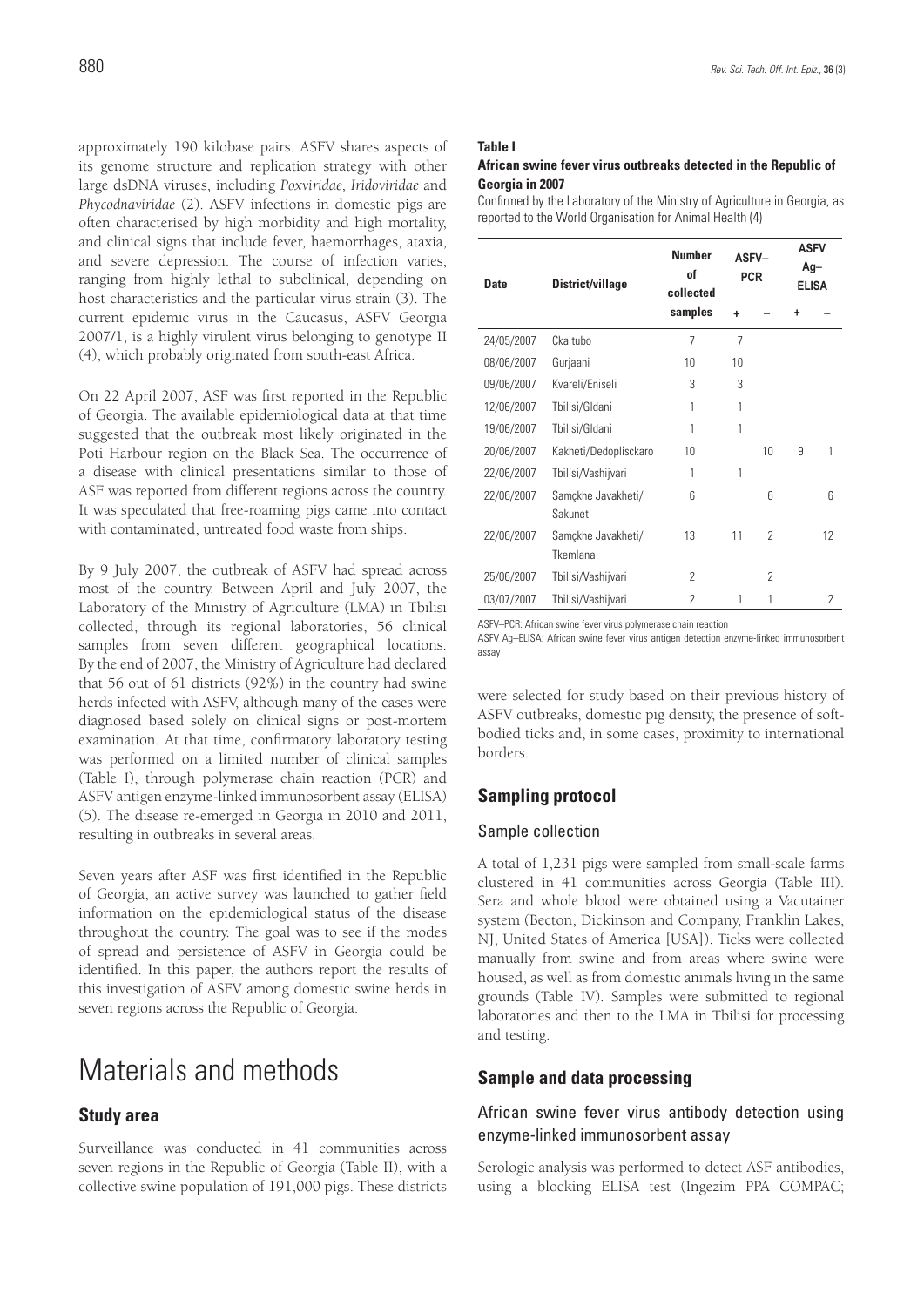approximately 190 kilobase pairs. ASFV shares aspects of its genome structure and replication strategy with other large dsDNA viruses, including *Poxviridae, Iridoviridae* and *Phycodnaviridae* (2). ASFV infections in domestic pigs are often characterised by high morbidity and high mortality, and clinical signs that include fever, haemorrhages, ataxia, and severe depression. The course of infection varies, ranging from highly lethal to subclinical, depending on host characteristics and the particular virus strain (3). The current epidemic virus in the Caucasus, ASFV Georgia 2007/1, is a highly virulent virus belonging to genotype II (4), which probably originated from south-east Africa.

On 22 April 2007, ASF was first reported in the Republic of Georgia. The available epidemiological data at that time suggested that the outbreak most likely originated in the Poti Harbour region on the Black Sea. The occurrence of a disease with clinical presentations similar to those of ASF was reported from different regions across the country. It was speculated that free-roaming pigs came into contact with contaminated, untreated food waste from ships.

By 9 July 2007, the outbreak of ASFV had spread across most of the country. Between April and July 2007, the Laboratory of the Ministry of Agriculture (LMA) in Tbilisi collected, through its regional laboratories, 56 clinical samples from seven different geographical locations. By the end of 2007, the Ministry of Agriculture had declared that 56 out of 61 districts (92%) in the country had swine herds infected with ASFV, although many of the cases were diagnosed based solely on clinical signs or post-mortem examination. At that time, confirmatory laboratory testing was performed on a limited number of clinical samples (Table I), through polymerase chain reaction (PCR) and ASFV antigen enzyme-linked immunosorbent assay (ELISA) (5). The disease re-emerged in Georgia in 2010 and 2011, resulting in outbreaks in several areas.

Seven years after ASF was first identified in the Republic of Georgia, an active survey was launched to gather field information on the epidemiological status of the disease throughout the country. The goal was to see if the modes of spread and persistence of ASFV in Georgia could be identified. In this paper, the authors report the results of this investigation of ASFV among domestic swine herds in seven regions across the Republic of Georgia.

**Table I**

**African swine fever virus outbreaks detected in the Republic of Georgia in 2007**

Confirmed by the Laboratory of the Ministry of Agriculture in Georgia, as reported to the World Organisation for Animal Health (4)

| Date | District/village | Number of collected samples | ASFV–PCR | | ASFV Ag–ELISA | |
|---|---|---|---|---|---|---|
| | | | + | – | + | – |
| 24/05/2007 | Ckaltubo | 7 | 7 | | | |
| 08/06/2007 | Gurjaani | 10 | 10 | | | |
| 09/06/2007 | Kvareli/Eniseli | 3 | 3 | | | |
| 12/06/2007 | Tbilisi/Gldani | 1 | 1 | | | |
| 19/06/2007 | Tbilisi/Gldani | 1 | 1 | | | |
| 20/06/2007 | Kakheti/Dedoplisckaro | 10 | | 10 | 9 | 1 |
| 22/06/2007 | Tbilisi/Vashijvari | 1 | 1 | | | |
| 22/06/2007 | Samçkhe Javakheti/Sakuneti | 6 | | 6 | | 6 |
| 22/06/2007 | Samçkhe Javakheti/Tkemlana | 13 | 11 | 2 | | 12 |
| 25/06/2007 | Tbilisi/Vashijvari | 2 | | 2 | | |
| 03/07/2007 | Tbilisi/Vashijvari | 2 | 1 | 1 | | 2 |

ASFV–PCR: African swine fever virus polymerase chain reaction
ASFV Ag–ELISA: African swine fever virus antigen detection enzyme-linked immunosorbent assay

# Materials and methods

## Study area

Surveillance was conducted in 41 communities across seven regions in the Republic of Georgia (Table II), with a collective swine population of 191,000 pigs. These districts were selected for study based on their previous history of ASFV outbreaks, domestic pig density, the presence of soft-bodied ticks and, in some cases, proximity to international borders.

## Sampling protocol

### Sample collection

A total of 1,231 pigs were sampled from small-scale farms clustered in 41 communities across Georgia (Table III). Sera and whole blood were obtained using a Vacutainer system (Becton, Dickinson and Company, Franklin Lakes, NJ, United States of America [USA]). Ticks were collected manually from swine and from areas where swine were housed, as well as from domestic animals living in the same grounds (Table IV). Samples were submitted to regional laboratories and then to the LMA in Tbilisi for processing and testing.

## Sample and data processing

### African swine fever virus antibody detection using enzyme-linked immunosorbent assay

Serologic analysis was performed to detect ASF antibodies, using a blocking ELISA test (Ingezim PPA COMPAC;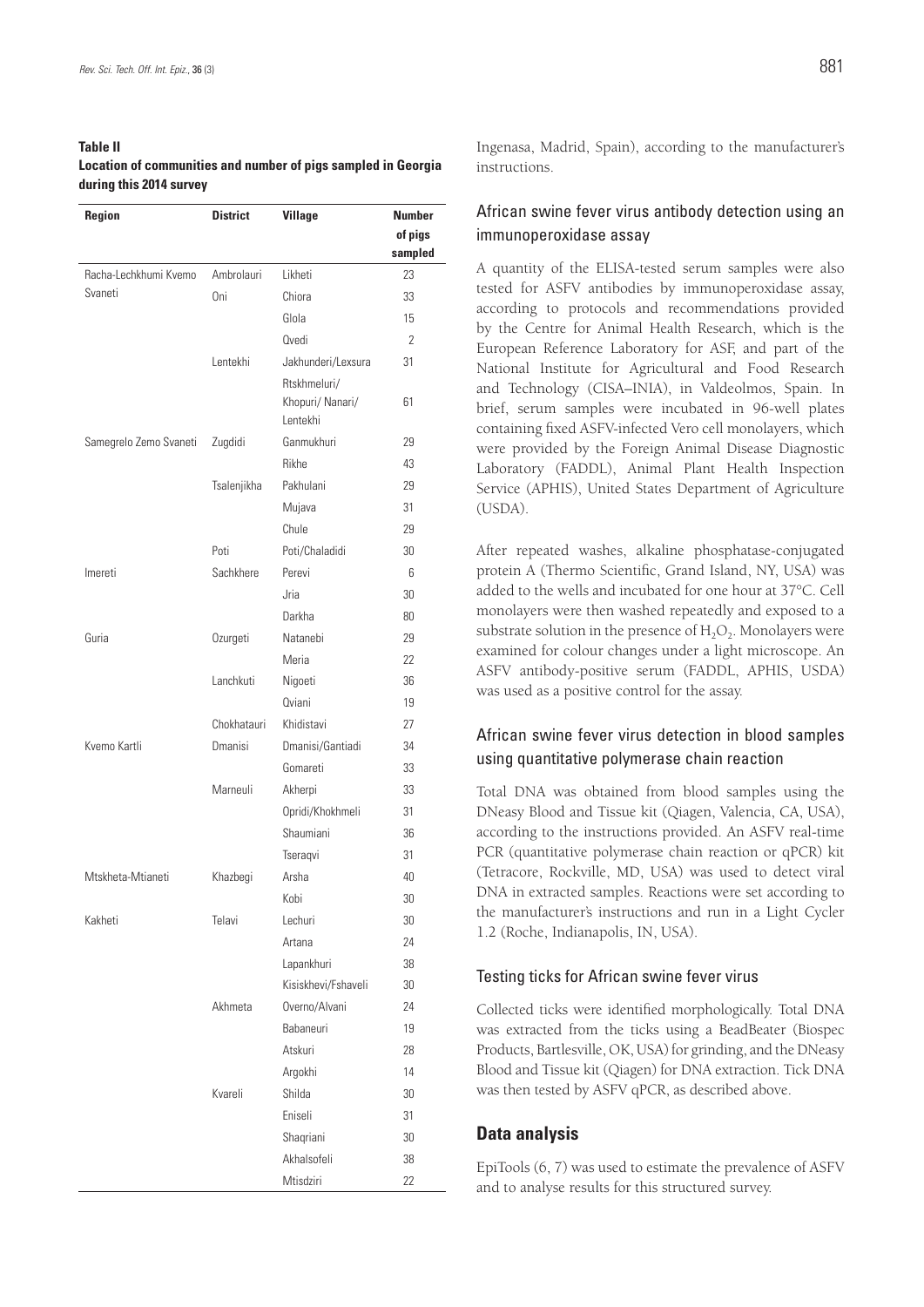**Table II**
**Location of communities and number of pigs sampled in Georgia during this 2014 survey**

| Region | District | Village | Number of pigs sampled |
|---|---|---|---|
| Racha-Lechkhumi Kvemo Svaneti | Ambrolauri | Likheti | 23 |
| | Oni | Chiora | 33 |
| | | Glola | 15 |
| | | Qvedi | 2 |
| | Lentekhi | Jakhunderi/Lexsura | 31 |
| | | Rtskhmeluri/ Khopuri/ Nanari/ Lentekhi | 61 |
| Samegrelo Zemo Svaneti | Zugdidi | Ganmukhuri | 29 |
| | | Rikhe | 43 |
| | Tsalenjikha | Pakhulani | 29 |
| | | Mujava | 31 |
| | | Chule | 29 |
| | Poti | Poti/Chaladidi | 30 |
| Imereti | Sachkhere | Perevi | 6 |
| | | Jria | 30 |
| | | Darkha | 80 |
| Guria | Ozurgeti | Natanebi | 29 |
| | | Meria | 22 |
| | Lanchkuti | Nigoeti | 36 |
| | | Qviani | 19 |
| | Chokhatauri | Khidistavi | 27 |
| Kvemo Kartli | Dmanisi | Dmanisi/Gantiadi | 34 |
| | | Gomareti | 33 |
| | Marneuli | Akherpi | 33 |
| | | Opridi/Khokhmeli | 31 |
| | | Shaumiani | 36 |
| | | Tseraqvi | 31 |
| Mtskheta-Mtianeti | Khazbegi | Arsha | 40 |
| | | Kobi | 30 |
| Kakheti | Telavi | Lechuri | 30 |
| | | Artana | 24 |
| | | Lapankhuri | 38 |
| | | Kisiskhevi/Fshaveli | 30 |
| | Akhmeta | Overno/Alvani | 24 |
| | | Babaneuri | 19 |
| | | Atskuri | 28 |
| | | Argokhi | 14 |
| | Kvareli | Shilda | 30 |
| | | Eniseli | 31 |
| | | Shaqriani | 30 |
| | | Akhalsofeli | 38 |
| | | Mtisdziri | 22 |

Ingenasa, Madrid, Spain), according to the manufacturer's instructions.

### African swine fever virus antibody detection using an immunoperoxidase assay

A quantity of the ELISA-tested serum samples were also tested for ASFV antibodies by immunoperoxidase assay, according to protocols and recommendations provided by the Centre for Animal Health Research, which is the European Reference Laboratory for ASF, and part of the National Institute for Agricultural and Food Research and Technology (CISA–INIA), in Valdeolmos, Spain. In brief, serum samples were incubated in 96-well plates containing fixed ASFV-infected Vero cell monolayers, which were provided by the Foreign Animal Disease Diagnostic Laboratory (FADDL), Animal Plant Health Inspection Service (APHIS), United States Department of Agriculture (USDA).

After repeated washes, alkaline phosphatase-conjugated protein A (Thermo Scientific, Grand Island, NY, USA) was added to the wells and incubated for one hour at 37°C. Cell monolayers were then washed repeatedly and exposed to a substrate solution in the presence of $H_2O_2$. Monolayers were examined for colour changes under a light microscope. An ASFV antibody-positive serum (FADDL, APHIS, USDA) was used as a positive control for the assay.

### African swine fever virus detection in blood samples using quantitative polymerase chain reaction

Total DNA was obtained from blood samples using the DNeasy Blood and Tissue kit (Qiagen, Valencia, CA, USA), according to the instructions provided. An ASFV real-time PCR (quantitative polymerase chain reaction or qPCR) kit (Tetracore, Rockville, MD, USA) was used to detect viral DNA in extracted samples. Reactions were set according to the manufacturer's instructions and run in a Light Cycler 1.2 (Roche, Indianapolis, IN, USA).

#### Testing ticks for African swine fever virus

Collected ticks were identified morphologically. Total DNA was extracted from the ticks using a BeadBeater (Biospec Products, Bartlesville, OK, USA) for grinding, and the DNeasy Blood and Tissue kit (Qiagen) for DNA extraction. Tick DNA was then tested by ASFV qPCR, as described above.

## Data analysis

EpiTools (6, 7) was used to estimate the prevalence of ASFV and to analyse results for this structured survey.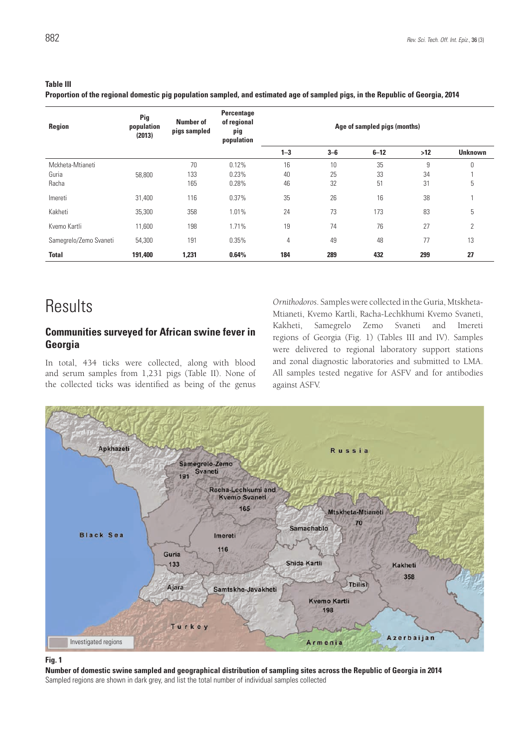**Table III**
**Proportion of the regional domestic pig population sampled, and estimated age of sampled pigs, in the Republic of Georgia, 2014**

| Region | Pig population (2013) | Number of pigs sampled | Percentage of regional pig population | Age of sampled pigs (months) | | | | |
|---|---|---|---|---|---|---|---|---|
| | | | | 1–3 | 3–6 | 6–12 | >12 | Unknown |
| Mckheta-Mtianeti | | 70 | 0.12% | 16 | 10 | 35 | 9 | 0 |
| Guria | 58,800 | 133 | 0.23% | 40 | 25 | 33 | 34 | 1 |
| Racha | | 165 | 0.28% | 46 | 32 | 51 | 31 | 5 |
| Imereti | 31,400 | 116 | 0.37% | 35 | 26 | 16 | 38 | 1 |
| Kakheti | 35,300 | 358 | 1.01% | 24 | 73 | 173 | 83 | 5 |
| Kvemo Kartli | 11,600 | 198 | 1.71% | 19 | 74 | 76 | 27 | 2 |
| Samegrelo/Zemo Svaneti | 54,300 | 191 | 0.35% | 4 | 49 | 48 | 77 | 13 |
| **Total** | **191,400** | **1,231** | **0.64%** | **184** | **289** | **432** | **299** | **27** |

# Results

## Communities surveyed for African swine fever in Georgia

In total, 434 ticks were collected, along with blood and serum samples from 1,231 pigs (Table II). None of the collected ticks was identified as being of the genus *Ornithodoros*. Samples were collected in the Guria, Mtskheta-Mtianeti, Kvemo Kartli, Racha-Lechkhumi Kvemo Svaneti, Kakheti, Samegrelo Zemo Svaneti and Imereti regions of Georgia (Fig. 1) (Tables III and IV). Samples were delivered to regional laboratory support stations and zonal diagnostic laboratories and submitted to LMA. All samples tested negative for ASFV and for antibodies against ASFV.

**Fig. 1**
**Number of domestic swine sampled and geographical distribution of sampling sites across the Republic of Georgia in 2014**
Sampled regions are shown in dark grey, and list the total number of individual samples collected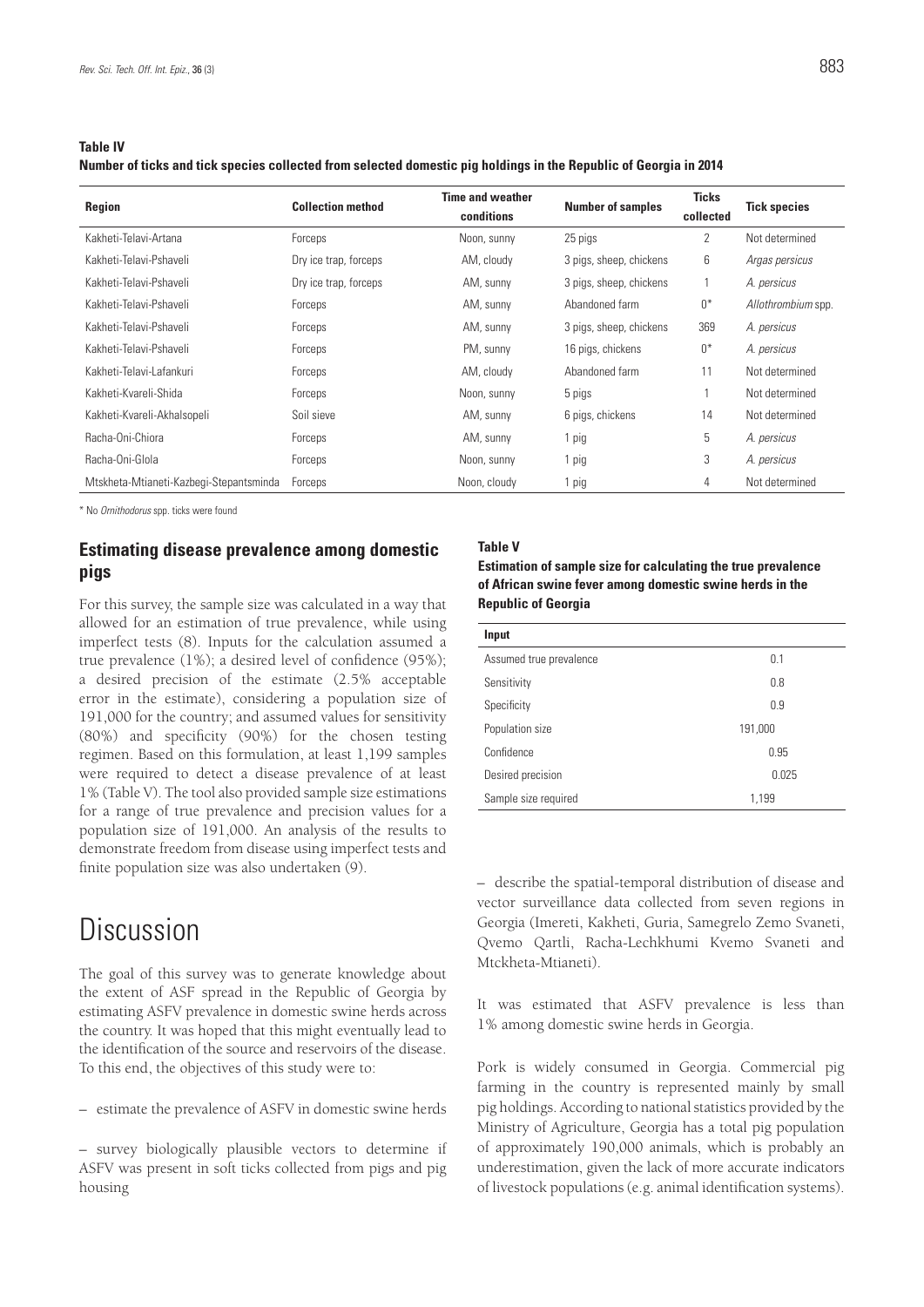**Table IV**
**Number of ticks and tick species collected from selected domestic pig holdings in the Republic of Georgia in 2014**

| Region | Collection method | Time and weather conditions | Number of samples | Ticks collected | Tick species |
|---|---|---|---|---|---|
| Kakheti-Telavi-Artana | Forceps | Noon, sunny | 25 pigs | 2 | Not determined |
| Kakheti-Telavi-Pshaveli | Dry ice trap, forceps | AM, cloudy | 3 pigs, sheep, chickens | 6 | *Argas persicus* |
| Kakheti-Telavi-Pshaveli | Dry ice trap, forceps | AM, sunny | 3 pigs, sheep, chickens | 1 | *A. persicus* |
| Kakheti-Telavi-Pshaveli | Forceps | AM, sunny | Abandoned farm | 0* | *Allothrombium* spp. |
| Kakheti-Telavi-Pshaveli | Forceps | AM, sunny | 3 pigs, sheep, chickens | 369 | *A. persicus* |
| Kakheti-Telavi-Pshaveli | Forceps | PM, sunny | 16 pigs, chickens | 0* | *A. persicus* |
| Kakheti-Telavi-Lafankuri | Forceps | AM, cloudy | Abandoned farm | 11 | Not determined |
| Kakheti-Kvareli-Shida | Forceps | Noon, sunny | 5 pigs | 1 | Not determined |
| Kakheti-Kvareli-Akhalsopeli | Soil sieve | AM, sunny | 6 pigs, chickens | 14 | Not determined |
| Racha-Oni-Chiora | Forceps | AM, sunny | 1 pig | 5 | *A. persicus* |
| Racha-Oni-Glola | Forceps | Noon, sunny | 1 pig | 3 | *A. persicus* |
| Mtskheta-Mtianeti-Kazbegi-Stepantsminda | Forceps | Noon, cloudy | 1 pig | 4 | Not determined |

\* No *Ornithodorus* spp. ticks were found

### Estimating disease prevalence among domestic pigs

For this survey, the sample size was calculated in a way that allowed for an estimation of true prevalence, while using imperfect tests (8). Inputs for the calculation assumed a true prevalence (1%); a desired level of confidence (95%); a desired precision of the estimate (2.5% acceptable error in the estimate), considering a population size of 191,000 for the country; and assumed values for sensitivity (80%) and specificity (90%) for the chosen testing regimen. Based on this formulation, at least 1,199 samples were required to detect a disease prevalence of at least 1% (Table V). The tool also provided sample size estimations for a range of true prevalence and precision values for a population size of 191,000. An analysis of the results to demonstrate freedom from disease using imperfect tests and finite population size was also undertaken (9).

**Table V**
**Estimation of sample size for calculating the true prevalence of African swine fever among domestic swine herds in the Republic of Georgia**

| Input | |
|---|---|
| Assumed true prevalence | 0.1 |
| Sensitivity | 0.8 |
| Specificity | 0.9 |
| Population size | 191,000 |
| Confidence | 0.95 |
| Desired precision | 0.025 |
| Sample size required | 1,199 |

# Discussion

The goal of this survey was to generate knowledge about the extent of ASF spread in the Republic of Georgia by estimating ASFV prevalence in domestic swine herds across the country. It was hoped that this might eventually lead to the identification of the source and reservoirs of the disease. To this end, the objectives of this study were to:

– estimate the prevalence of ASFV in domestic swine herds

– survey biologically plausible vectors to determine if ASFV was present in soft ticks collected from pigs and pig housing

– describe the spatial-temporal distribution of disease and vector surveillance data collected from seven regions in Georgia (Imereti, Kakheti, Guria, Samegrelo Zemo Svaneti, Qvemo Qartli, Racha-Lechkhumi Kvemo Svaneti and Mtckheta-Mtianeti).

It was estimated that ASFV prevalence is less than 1% among domestic swine herds in Georgia.

Pork is widely consumed in Georgia. Commercial pig farming in the country is represented mainly by small pig holdings. According to national statistics provided by the Ministry of Agriculture, Georgia has a total pig population of approximately 190,000 animals, which is probably an underestimation, given the lack of more accurate indicators of livestock populations (e.g. animal identification systems).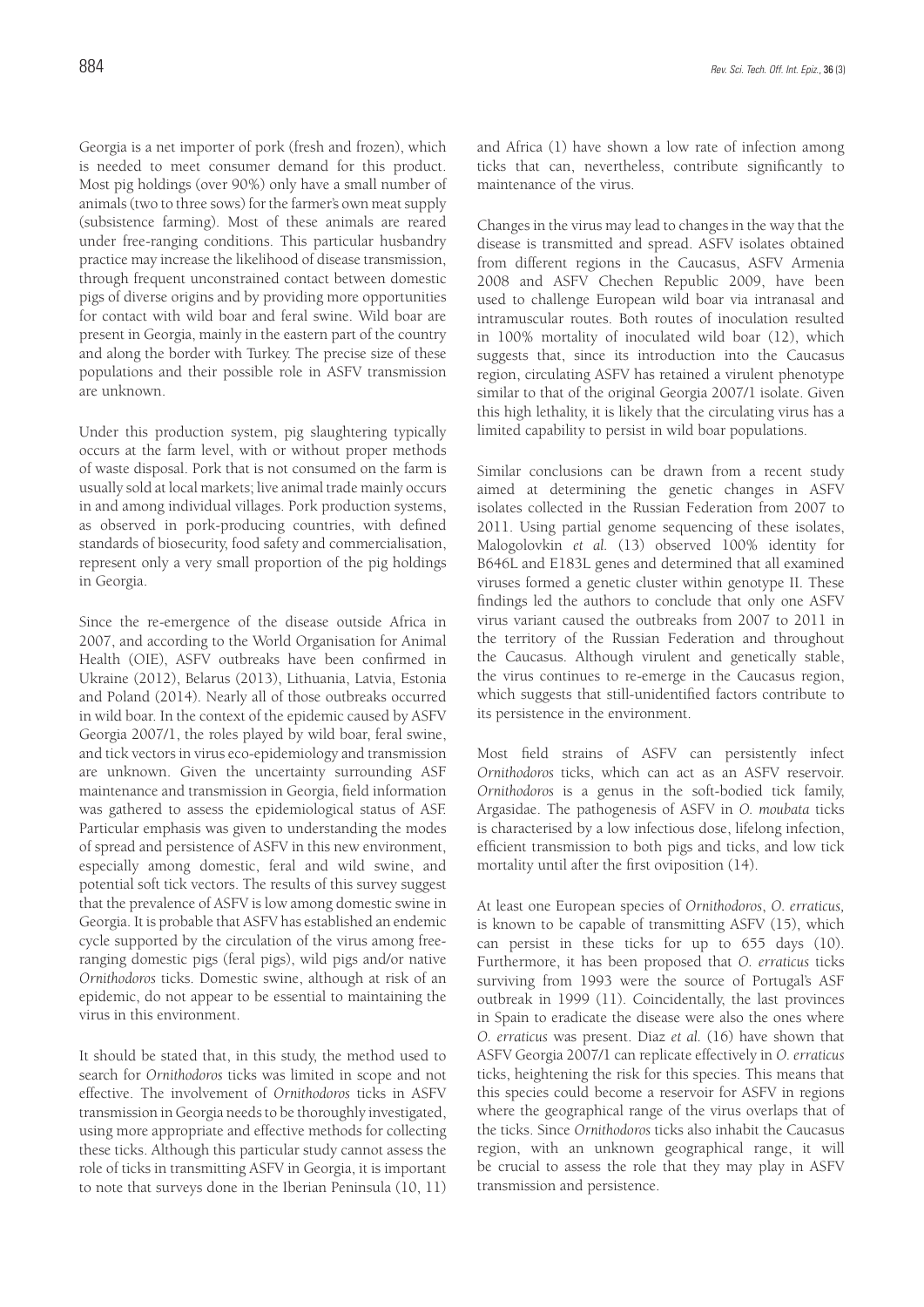Georgia is a net importer of pork (fresh and frozen), which is needed to meet consumer demand for this product. Most pig holdings (over 90%) only have a small number of animals (two to three sows) for the farmer's own meat supply (subsistence farming). Most of these animals are reared under free-ranging conditions. This particular husbandry practice may increase the likelihood of disease transmission, through frequent unconstrained contact between domestic pigs of diverse origins and by providing more opportunities for contact with wild boar and feral swine. Wild boar are present in Georgia, mainly in the eastern part of the country and along the border with Turkey. The precise size of these populations and their possible role in ASFV transmission are unknown.

Under this production system, pig slaughtering typically occurs at the farm level, with or without proper methods of waste disposal. Pork that is not consumed on the farm is usually sold at local markets; live animal trade mainly occurs in and among individual villages. Pork production systems, as observed in pork-producing countries, with defined standards of biosecurity, food safety and commercialisation, represent only a very small proportion of the pig holdings in Georgia.

Since the re-emergence of the disease outside Africa in 2007, and according to the World Organisation for Animal Health (OIE), ASFV outbreaks have been confirmed in Ukraine (2012), Belarus (2013), Lithuania, Latvia, Estonia and Poland (2014). Nearly all of those outbreaks occurred in wild boar. In the context of the epidemic caused by ASFV Georgia 2007/1, the roles played by wild boar, feral swine, and tick vectors in virus eco-epidemiology and transmission are unknown. Given the uncertainty surrounding ASF maintenance and transmission in Georgia, field information was gathered to assess the epidemiological status of ASF. Particular emphasis was given to understanding the modes of spread and persistence of ASFV in this new environment, especially among domestic, feral and wild swine, and potential soft tick vectors. The results of this survey suggest that the prevalence of ASFV is low among domestic swine in Georgia. It is probable that ASFV has established an endemic cycle supported by the circulation of the virus among free-ranging domestic pigs (feral pigs), wild pigs and/or native *Ornithodoros* ticks. Domestic swine, although at risk of an epidemic, do not appear to be essential to maintaining the virus in this environment.

It should be stated that, in this study, the method used to search for *Ornithodoros* ticks was limited in scope and not effective. The involvement of *Ornithodoros* ticks in ASFV transmission in Georgia needs to be thoroughly investigated, using more appropriate and effective methods for collecting these ticks. Although this particular study cannot assess the role of ticks in transmitting ASFV in Georgia, it is important to note that surveys done in the Iberian Peninsula (10, 11) and Africa (1) have shown a low rate of infection among ticks that can, nevertheless, contribute significantly to maintenance of the virus.

Changes in the virus may lead to changes in the way that the disease is transmitted and spread. ASFV isolates obtained from different regions in the Caucasus, ASFV Armenia 2008 and ASFV Chechen Republic 2009, have been used to challenge European wild boar via intranasal and intramuscular routes. Both routes of inoculation resulted in 100% mortality of inoculated wild boar (12), which suggests that, since its introduction into the Caucasus region, circulating ASFV has retained a virulent phenotype similar to that of the original Georgia 2007/1 isolate. Given this high lethality, it is likely that the circulating virus has a limited capability to persist in wild boar populations.

Similar conclusions can be drawn from a recent study aimed at determining the genetic changes in ASFV isolates collected in the Russian Federation from 2007 to 2011. Using partial genome sequencing of these isolates, Malogolovkin *et al.* (13) observed 100% identity for B646L and E183L genes and determined that all examined viruses formed a genetic cluster within genotype II. These findings led the authors to conclude that only one ASFV virus variant caused the outbreaks from 2007 to 2011 in the territory of the Russian Federation and throughout the Caucasus. Although virulent and genetically stable, the virus continues to re-emerge in the Caucasus region, which suggests that still-unidentified factors contribute to its persistence in the environment.

Most field strains of ASFV can persistently infect *Ornithodoros* ticks, which can act as an ASFV reservoir. *Ornithodoros* is a genus in the soft-bodied tick family, Argasidae. The pathogenesis of ASFV in *O. moubata* ticks is characterised by a low infectious dose, lifelong infection, efficient transmission to both pigs and ticks, and low tick mortality until after the first oviposition (14).

At least one European species of *Ornithodoros*, *O. erraticus*, is known to be capable of transmitting ASFV (15), which can persist in these ticks for up to 655 days (10). Furthermore, it has been proposed that *O. erraticus* ticks surviving from 1993 were the source of Portugal's ASF outbreak in 1999 (11). Coincidentally, the last provinces in Spain to eradicate the disease were also the ones where *O. erraticus* was present. Diaz *et al.* (16) have shown that ASFV Georgia 2007/1 can replicate effectively in *O. erraticus* ticks, heightening the risk for this species. This means that this species could become a reservoir for ASFV in regions where the geographical range of the virus overlaps that of the ticks. Since *Ornithodoros* ticks also inhabit the Caucasus region, with an unknown geographical range, it will be crucial to assess the role that they may play in ASFV transmission and persistence.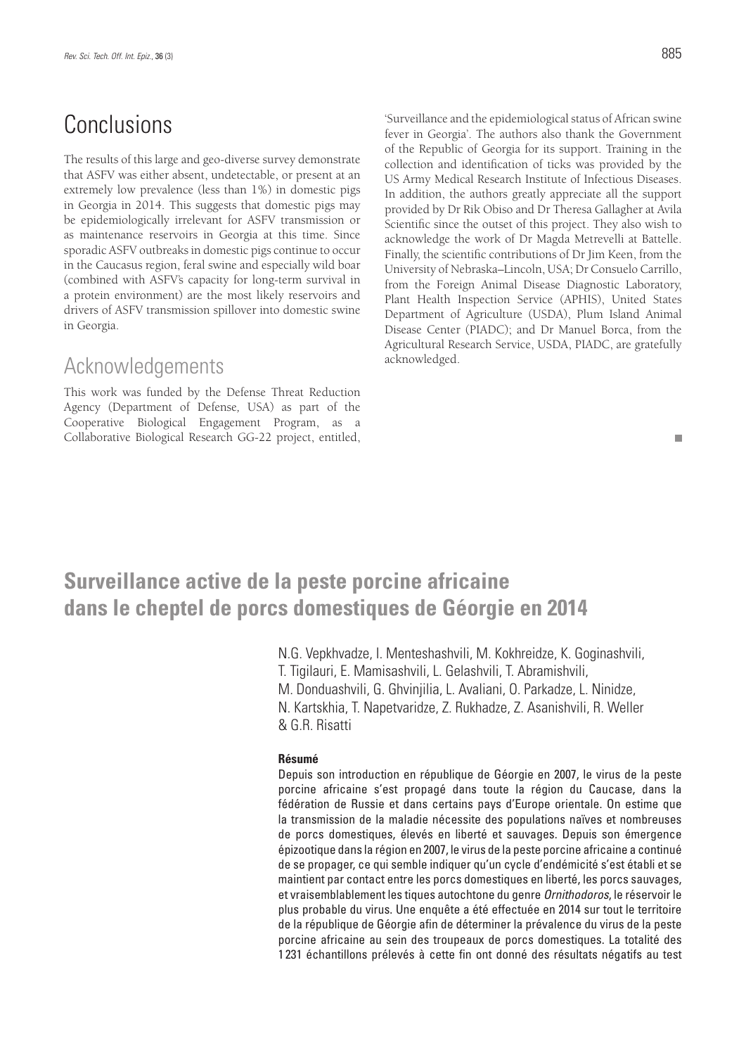## Conclusions

The results of this large and geo-diverse survey demonstrate that ASFV was either absent, undetectable, or present at an extremely low prevalence (less than 1%) in domestic pigs in Georgia in 2014. This suggests that domestic pigs may be epidemiologically irrelevant for ASFV transmission or as maintenance reservoirs in Georgia at this time. Since sporadic ASFV outbreaks in domestic pigs continue to occur in the Caucasus region, feral swine and especially wild boar (combined with ASFV's capacity for long-term survival in a protein environment) are the most likely reservoirs and drivers of ASFV transmission spillover into domestic swine in Georgia.

## Acknowledgements

This work was funded by the Defense Threat Reduction Agency (Department of Defense, USA) as part of the Cooperative Biological Engagement Program, as a Collaborative Biological Research GG-22 project, entitled, 'Surveillance and the epidemiological status of African swine fever in Georgia'. The authors also thank the Government of the Republic of Georgia for its support. Training in the collection and identification of ticks was provided by the US Army Medical Research Institute of Infectious Diseases. In addition, the authors greatly appreciate all the support provided by Dr Rik Obiso and Dr Theresa Gallagher at Avila Scientific since the outset of this project. They also wish to acknowledge the work of Dr Magda Metrevelli at Battelle. Finally, the scientific contributions of Dr Jim Keen, from the University of Nebraska–Lincoln, USA; Dr Consuelo Carrillo, from the Foreign Animal Disease Diagnostic Laboratory, Plant Health Inspection Service (APHIS), United States Department of Agriculture (USDA), Plum Island Animal Disease Center (PIADC); and Dr Manuel Borca, from the Agricultural Research Service, USDA, PIADC, are gratefully acknowledged.

# Surveillance active de la peste porcine africaine dans le cheptel de porcs domestiques de Géorgie en 2014

N.G. Vepkhvadze, I. Menteshashvili, M. Kokhreidze, K. Goginashvili, T. Tigilauri, E. Mamisashvili, L. Gelashvili, T. Abramishvili, M. Donduashvili, G. Ghvinjilia, L. Avaliani, O. Parkadze, L. Ninidze, N. Kartskhia, T. Napetvaridze, Z. Rukhadze, Z. Asanishvili, R. Weller & G.R. Risatti

#### Résumé

Depuis son introduction en république de Géorgie en 2007, le virus de la peste porcine africaine s'est propagé dans toute la région du Caucase, dans la fédération de Russie et dans certains pays d'Europe orientale. On estime que la transmission de la maladie nécessite des populations naïves et nombreuses de porcs domestiques, élevés en liberté et sauvages. Depuis son émergence épizootique dans la région en 2007, le virus de la peste porcine africaine a continué de se propager, ce qui semble indiquer qu'un cycle d'endémicité s'est établi et se maintient par contact entre les porcs domestiques en liberté, les porcs sauvages, et vraisemblablement les tiques autochtones du genre *Ornithodoros*, le réservoir le plus probable du virus. Une enquête a été effectuée en 2014 sur tout le territoire de la république de Géorgie afin de déterminer la prévalence du virus de la peste porcine africaine au sein des troupeaux de porcs domestiques. La totalité des 1 231 échantillons prélevés à cette fin ont donné des résultats négatifs au test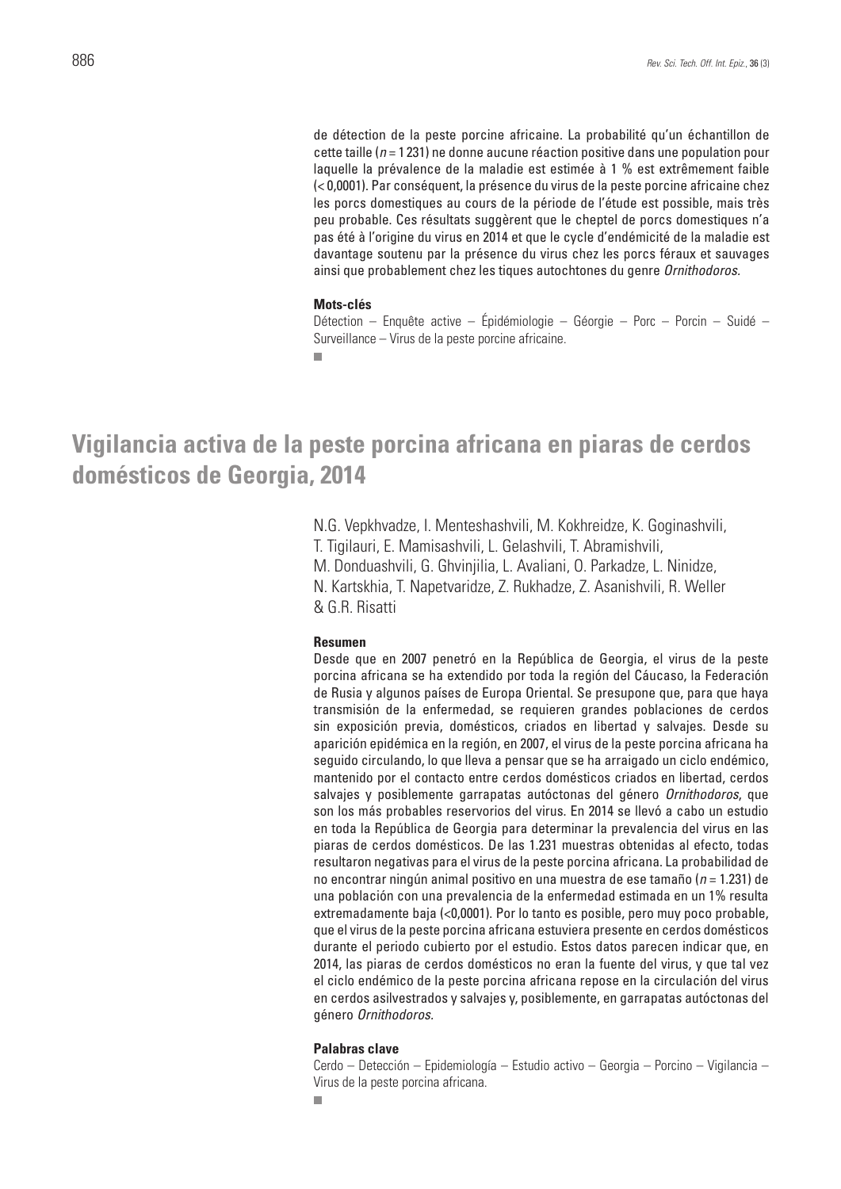de détection de la peste porcine africaine. La probabilité qu'un échantillon de cette taille ($n$ = 1 231) ne donne aucune réaction positive dans une population pour laquelle la prévalence de la maladie est estimée à 1 % est extrêmement faible (< 0,0001). Par conséquent, la présence du virus de la peste porcine africaine chez les porcs domestiques au cours de la période de l'étude est possible, mais très peu probable. Ces résultats suggèrent que le cheptel de porcs domestiques n'a pas été à l'origine du virus en 2014 et que le cycle d'endémicité de la maladie est davantage soutenu par la présence du virus chez les porcs féraux et sauvages ainsi que probablement chez les tiques autochtones du genre *Ornithodoros*.

**Mots-clés**

Détection – Enquête active – Épidémiologie – Géorgie – Porc – Porcin – Suidé – Surveillance – Virus de la peste porcine africaine.

# Vigilancia activa de la peste porcina africana en piaras de cerdos domésticos de Georgia, 2014

N.G. Vepkhvadze, I. Menteshashvili, M. Kokhreidze, K. Goginashvili, T. Tigilauri, E. Mamisashvili, L. Gelashvili, T. Abramishvili, M. Donduashvili, G. Ghvinjilia, L. Avaliani, O. Parkadze, L. Ninidze, N. Kartskhia, T. Napetvaridze, Z. Rukhadze, Z. Asanishvili, R. Weller & G.R. Risatti

**Resumen**

Desde que en 2007 penetró en la República de Georgia, el virus de la peste porcina africana se ha extendido por toda la región del Cáucaso, la Federación de Rusia y algunos países de Europa Oriental. Se presupone que, para que haya transmisión de la enfermedad, se requieren grandes poblaciones de cerdos sin exposición previa, domésticos, criados en libertad y salvajes. Desde su aparición epidémica en la región, en 2007, el virus de la peste porcina africana ha seguido circulando, lo que lleva a pensar que se ha arraigado un ciclo endémico, mantenido por el contacto entre cerdos domésticos criados en libertad, cerdos salvajes y posiblemente garrapatas autóctonas del género *Ornithodoros*, que son los más probables reservorios del virus. En 2014 se llevó a cabo un estudio en toda la República de Georgia para determinar la prevalencia del virus en las piaras de cerdos domésticos. De las 1.231 muestras obtenidas al efecto, todas resultaron negativas para el virus de la peste porcina africana. La probabilidad de no encontrar ningún animal positivo en una muestra de ese tamaño ($n$ = 1.231) de una población con una prevalencia de la enfermedad estimada en un 1% resulta extremadamente baja (<0,0001). Por lo tanto es posible, pero muy poco probable, que el virus de la peste porcina africana estuviera presente en cerdos domésticos durante el periodo cubierto por el estudio. Estos datos parecen indicar que, en 2014, las piaras de cerdos domésticos no eran la fuente del virus, y que tal vez el ciclo endémico de la peste porcina africana repose en la circulación del virus en cerdos asilvestrados y salvajes y, posiblemente, en garrapatas autóctonas del género *Ornithodoros*.

**Palabras clave**

Cerdo – Detección – Epidemiología – Estudio activo – Georgia – Porcino – Vigilancia – Virus de la peste porcina africana.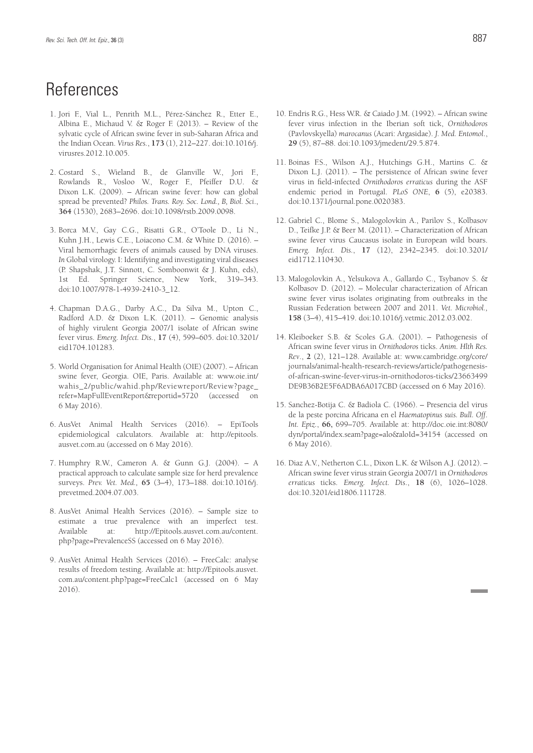# References

1. Jori F., Vial L., Penrith M.L., Pérez-Sánchez R., Etter E., Albina E., Michaud V. & Roger F. (2013). – Review of the sylvatic cycle of African swine fever in sub-Saharan Africa and the Indian Ocean. *Virus Res.*, **173** (1), 212–227. doi:10.1016/j.virusres.2012.10.005.

2. Costard S., Wieland B., de Glanville W., Jori F., Rowlands R., Vosloo W., Roger F., Pfeiffer D.U. & Dixon L.K. (2009). – African swine fever: how can global spread be prevented? *Philos. Trans. Roy. Soc. Lond., B, Biol. Sci.*, **364** (1530), 2683–2696. doi:10.1098/rstb.2009.0098.

3. Borca M.V., Gay C.G., Risatti G.R., O'Toole D., Li N., Kuhn J.H., Lewis C.E., Loiacono C.M. & White D. (2016). – Viral hemorrhagic fevers of animals caused by DNA viruses. *In* Global virology. I: Identifying and investigating viral diseases (P. Shapshak, J.T. Sinnott, C. Somboonwit & J. Kuhn, eds), 1st Ed. Springer Science, New York, 319–343. doi:10.1007/978-1-4939-2410-3_12.

4. Chapman D.A.G., Darby A.C., Da Silva M., Upton C., Radford A.D. & Dixon L.K. (2011). – Genomic analysis of highly virulent Georgia 2007/1 isolate of African swine fever virus. *Emerg. Infect. Dis.*, **17** (4), 599–605. doi:10.3201/eid1704.101283.

5. World Organisation for Animal Health (OIE) (2007). – African swine fever, Georgia. OIE, Paris. Available at: www.oie.int/wahis_2/public/wahid.php/Reviewreport/Review?page_refer=MapFullEventReport&reportid=5720 (accessed on 6 May 2016).

6. AusVet Animal Health Services (2016). – EpiTools epidemiological calculators. Available at: http://epitools.ausvet.com.au (accessed on 6 May 2016).

7. Humphry R.W., Cameron A. & Gunn G.J. (2004). – A practical approach to calculate sample size for herd prevalence surveys. *Prev. Vet. Med.*, **65** (3–4), 173–188. doi:10.1016/j.prevetmed.2004.07.003.

8. AusVet Animal Health Services (2016). – Sample size to estimate a true prevalence with an imperfect test. Available at: http://Epitools.ausvet.com.au/content.php?page=PrevalenceSS (accessed on 6 May 2016).

9. AusVet Animal Health Services (2016). – FreeCalc: analyse results of freedom testing. Available at: http://Epitools.ausvet.com.au/content.php?page=FreeCalc1 (accessed on 6 May 2016).

10. Endris R.G., Hess W.R. & Caiado J.M. (1992). – African swine fever virus infection in the Iberian soft tick, *Ornithodoros* (Pavlovskyella) *marocanus* (Acari: Argasidae). *J. Med. Entomol.*, **29** (5), 87–88. doi:10.1093/jmedent/29.5.874.

11. Boinas F.S., Wilson A.J., Hutchings G.H., Martins C. & Dixon L.J. (2011). – The persistence of African swine fever virus in field-infected *Ornithodoros erraticus* during the ASF endemic period in Portugal. *PLoS ONE*, **6** (5), e20383. doi:10.1371/journal.pone.0020383.

12. Gabriel C., Blome S., Malogolovkin A., Parilov S., Kolbasov D., Teifke J.P. & Beer M. (2011). – Characterization of African swine fever virus Caucasus isolate in European wild boars. *Emerg. Infect. Dis.*, **17** (12), 2342–2345. doi:10.3201/eid1712.110430.

13. Malogolovkin A., Yelsukova A., Gallardo C., Tsybanov S. & Kolbasov D. (2012). – Molecular characterization of African swine fever virus isolates originating from outbreaks in the Russian Federation between 2007 and 2011. *Vet. Microbiol.*, **158** (3–4), 415–419. doi:10.1016/j.vetmic.2012.03.002.

14. Kleiboeker S.B. & Scoles G.A. (2001). – Pathogenesis of African swine fever virus in *Ornithodoros* ticks. *Anim. Hlth Res. Rev.*, **2** (2), 121–128. Available at: www.cambridge.org/core/journals/animal-health-research-reviews/article/pathogenesis-of-african-swine-fever-virus-in-ornithodoros-ticks/23663499DE9B36B2E5F6ADBA6A017CBD (accessed on 6 May 2016).

15. Sanchez-Botija C. & Badiola C. (1966). – Presencia del virus de la peste porcina Africana en el *Haematopinus suis*. *Bull. Off. Int. Epiz.*, **66,** 699–705. Available at: http://doc.oie.int:8080/dyn/portal/index.seam?page=alo&aloId=34154 (accessed on 6 May 2016).

16. Diaz A.V., Netherton C.L., Dixon L.K. & Wilson A.J. (2012). – African swine fever virus strain Georgia 2007/1 in *Ornithodoros erraticus* ticks. *Emerg. Infect. Dis.*, **18** (6), 1026–1028. doi:10.3201/eid1806.111728.